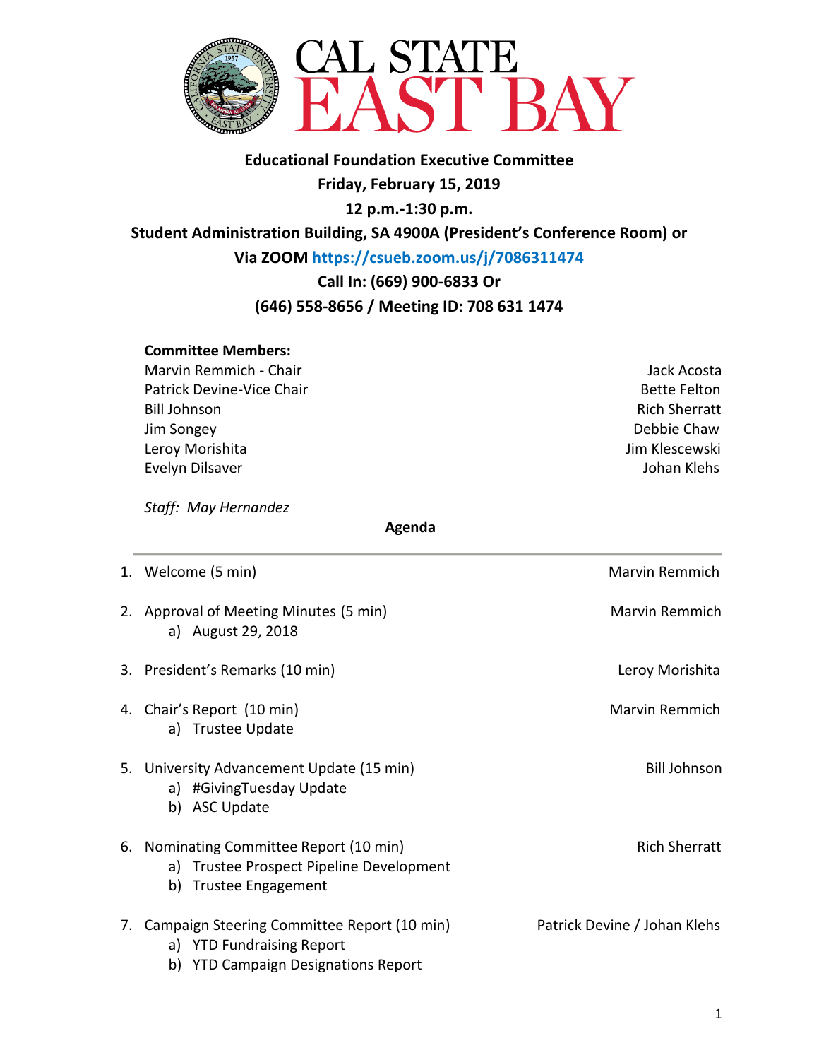# CAL STATE EAST BAY

**Educational Foundation Executive Committee**
**Friday, February 15, 2019**
**12 p.m.-1:30 p.m.**
**Student Administration Building, SA 4900A (President's Conference Room) or**
**Via ZOOM https://csueb.zoom.us/j/7086311474**
**Call In: (669) 900-6833 Or**
**(646) 558-8656 / Meeting ID: 708 631 1474**

**Committee Members:**

Marvin Remmich - Chair
Patrick Devine-Vice Chair
Bill Johnson
Jim Songey
Leroy Morishita
Evelyn Dilsaver
Jack Acosta
Bette Felton
Rich Sherratt
Debbie Chaw
Jim Klescewski
Johan Klehs

*Staff: May Hernandez*

**Agenda**

---

1. Welcome (5 min) — Marvin Remmich
2. Approval of Meeting Minutes (5 min) — Marvin Remmich
   a) August 29, 2018
3. President's Remarks (10 min) — Leroy Morishita
4. Chair's Report (10 min) — Marvin Remmich
   a) Trustee Update
5. University Advancement Update (15 min) — Bill Johnson
   a) #GivingTuesday Update
   b) ASC Update
6. Nominating Committee Report (10 min) — Rich Sherratt
   a) Trustee Prospect Pipeline Development
   b) Trustee Engagement
7. Campaign Steering Committee Report (10 min) — Patrick Devine / Johan Klehs
   a) YTD Fundraising Report
   b) YTD Campaign Designations Report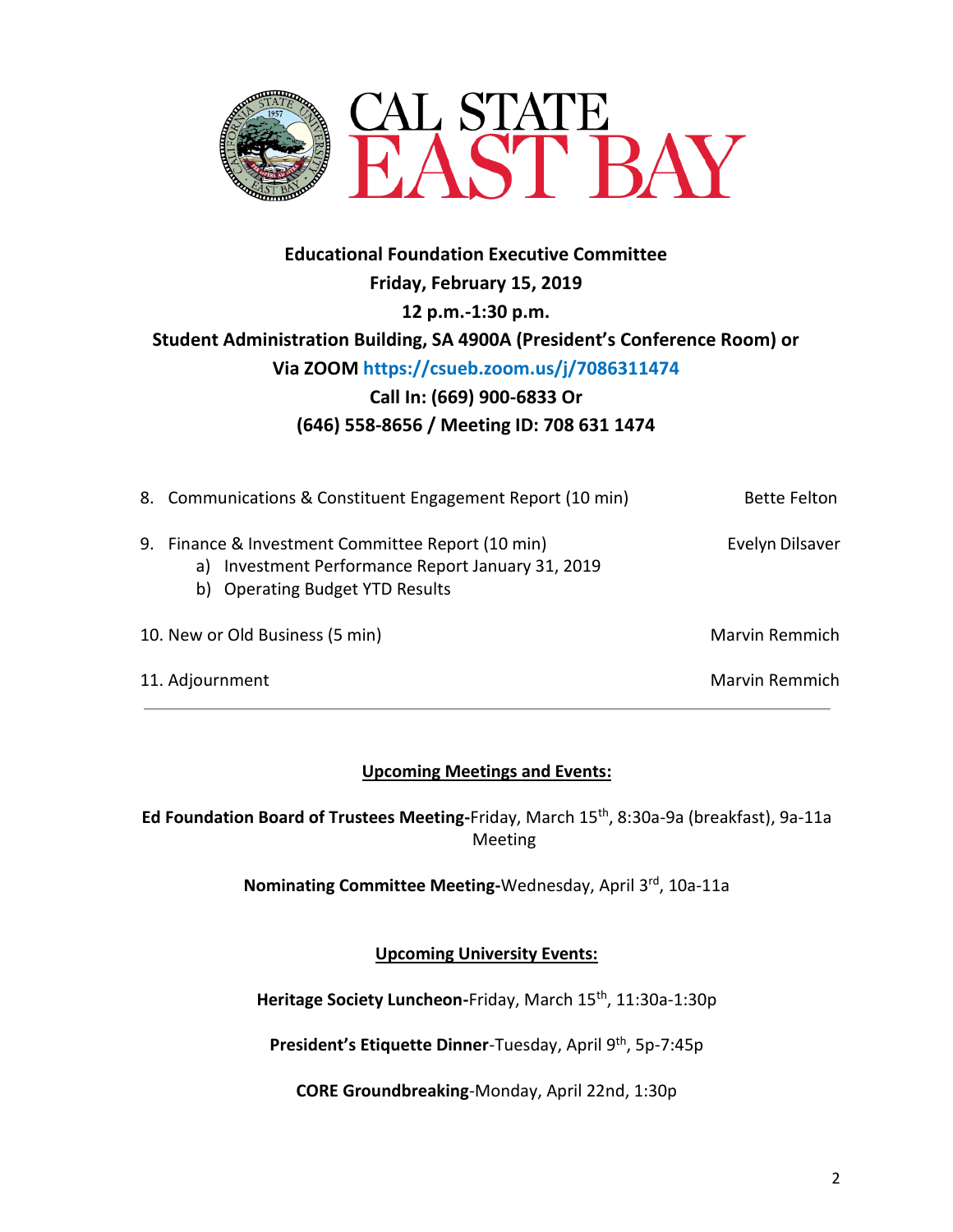**Educational Foundation Executive Committee**
**Friday, February 15, 2019**
**12 p.m.-1:30 p.m.**
**Student Administration Building, SA 4900A (President's Conference Room) or**
**Via ZOOM https://csueb.zoom.us/j/7086311474**
**Call In: (669) 900-6833 Or**
**(646) 558-8656 / Meeting ID: 708 631 1474**

8. Communications & Constituent Engagement Report (10 min) — Bette Felton

9. Finance & Investment Committee Report (10 min) — Evelyn Dilsaver
   a) Investment Performance Report January 31, 2019
   b) Operating Budget YTD Results

10. New or Old Business (5 min) — Marvin Remmich

11. Adjournment — Marvin Remmich

---

**Upcoming Meetings and Events:**

**Ed Foundation Board of Trustees Meeting-**Friday, March 15th, 8:30a-9a (breakfast), 9a-11a Meeting

**Nominating Committee Meeting-**Wednesday, April 3rd, 10a-11a

**Upcoming University Events:**

**Heritage Society Luncheon-**Friday, March 15th, 11:30a-1:30p

**President's Etiquette Dinner**-Tuesday, April 9th, 5p-7:45p

**CORE Groundbreaking**-Monday, April 22nd, 1:30p